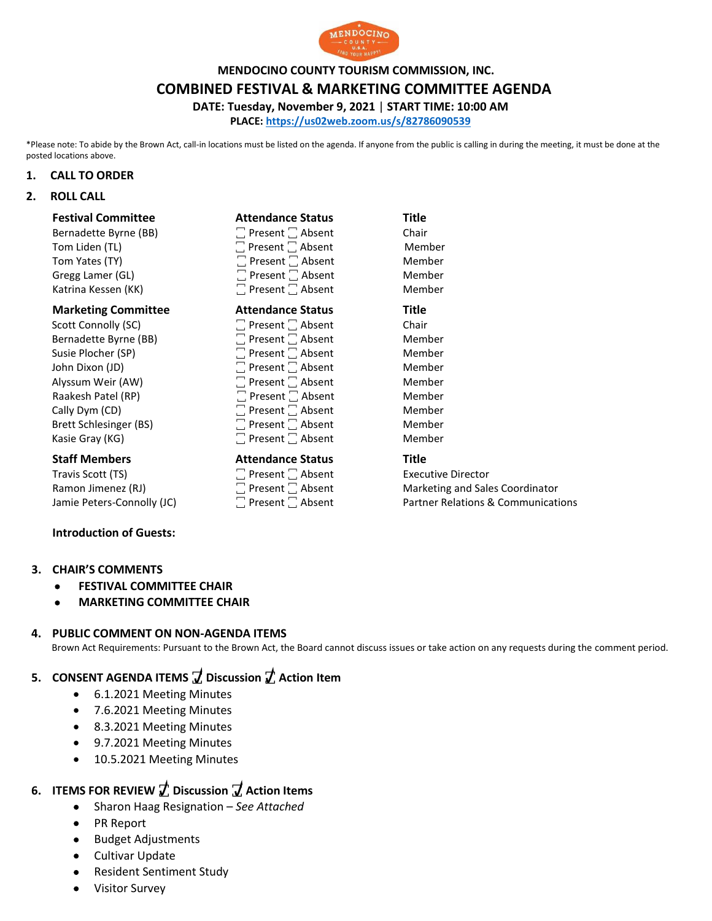# MENDOCINO COUNTY TOURISM COMMISSION, INC.

## COMBINED FESTIVAL & MARKETING COMMITTEE AGENDA

**DATE: Tuesday, November 9, 2021 | START TIME: 10:00 AM**

**PLACE: https://us02web.zoom.us/s/82786090539**

*Please note: To abide by the Brown Act, call-in locations must be listed on the agenda. If anyone from the public is calling in during the meeting, it must be done at the posted locations above.

1. **CALL TO ORDER**
2. **ROLL CALL**

| Festival Committee | Attendance Status | Title |
|---|---|---|
| Bernadette Byrne (BB) | ☐ Present ☐ Absent | Chair |
| Tom Liden (TL) | ☐ Present ☐ Absent | Member |
| Tom Yates (TY) | ☐ Present ☐ Absent | Member |
| Gregg Lamer (GL) | ☐ Present ☐ Absent | Member |
| Katrina Kessen (KK) | ☐ Present ☐ Absent | Member |

| Marketing Committee | Attendance Status | Title |
|---|---|---|
| Scott Connolly (SC) | ☐ Present ☐ Absent | Chair |
| Bernadette Byrne (BB) | ☐ Present ☐ Absent | Member |
| Susie Plocher (SP) | ☐ Present ☐ Absent | Member |
| John Dixon (JD) | ☐ Present ☐ Absent | Member |
| Alyssum Weir (AW) | ☐ Present ☐ Absent | Member |
| Raakesh Patel (RP) | ☐ Present ☐ Absent | Member |
| Cally Dym (CD) | ☐ Present ☐ Absent | Member |
| Brett Schlesinger (BS) | ☐ Present ☐ Absent | Member |
| Kasie Gray (KG) | ☐ Present ☐ Absent | Member |

| Staff Members | Attendance Status | Title |
|---|---|---|
| Travis Scott (TS) | ☐ Present ☐ Absent | Executive Director |
| Ramon Jimenez (RJ) | ☐ Present ☐ Absent | Marketing and Sales Coordinator |
| Jamie Peters-Connolly (JC) | ☐ Present ☐ Absent | Partner Relations & Communications |

**Introduction of Guests:**

3. **CHAIR'S COMMENTS**
   - **FESTIVAL COMMITTEE CHAIR**
   - **MARKETING COMMITTEE CHAIR**

4. **PUBLIC COMMENT ON NON-AGENDA ITEMS**

   Brown Act Requirements: Pursuant to the Brown Act, the Board cannot discuss issues or take action on any requests during the comment period.

5. **CONSENT AGENDA ITEMS ☑ Discussion ☑ Action Item**
   - 6.1.2021 Meeting Minutes
   - 7.6.2021 Meeting Minutes
   - 8.3.2021 Meeting Minutes
   - 9.7.2021 Meeting Minutes
   - 10.5.2021 Meeting Minutes

6. **ITEMS FOR REVIEW ☑ Discussion ☑ Action Items**
   - Sharon Haag Resignation – *See Attached*
   - PR Report
   - Budget Adjustments
   - Cultivar Update
   - Resident Sentiment Study
   - Visitor Survey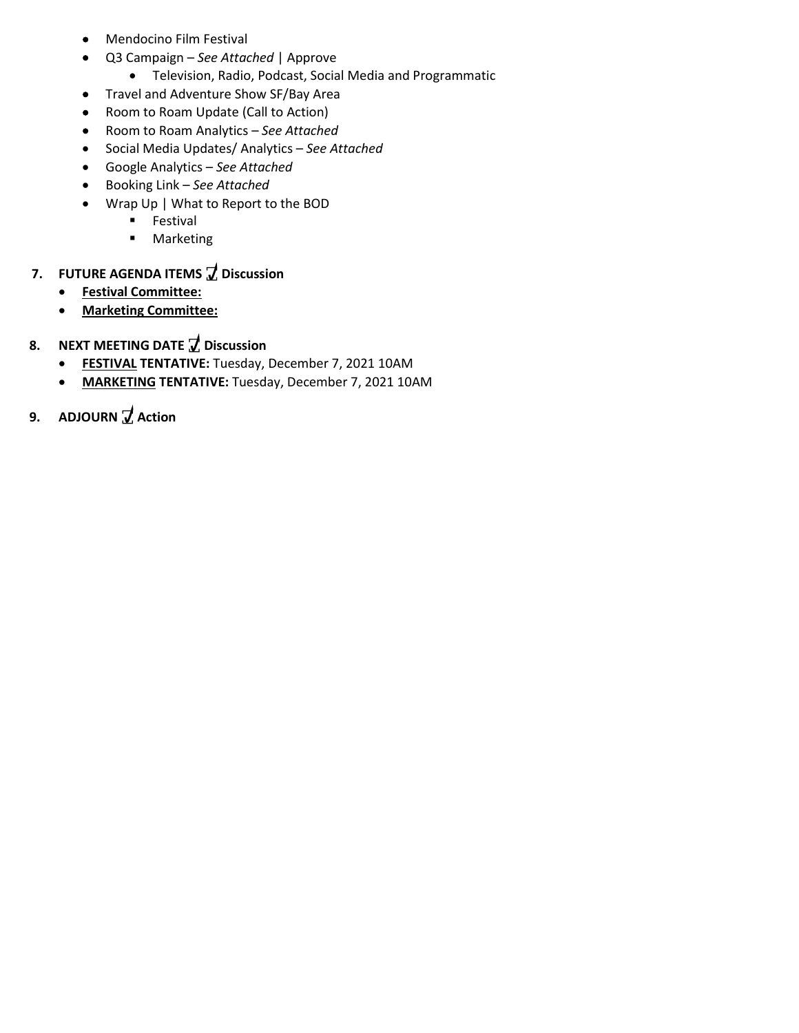- Mendocino Film Festival
- Q3 Campaign – *See Attached* | Approve
  - Television, Radio, Podcast, Social Media and Programmatic
- Travel and Adventure Show SF/Bay Area
- Room to Roam Update (Call to Action)
- Room to Roam Analytics – *See Attached*
- Social Media Updates/ Analytics – *See Attached*
- Google Analytics – *See Attached*
- Booking Link – *See Attached*
- Wrap Up | What to Report to the BOD
  - Festival
  - Marketing

**7. FUTURE AGENDA ITEMS ☑ Discussion**

- **Festival Committee:**
- **Marketing Committee:**

**8. NEXT MEETING DATE ☑ Discussion**

- **FESTIVAL TENTATIVE:** Tuesday, December 7, 2021 10AM
- **MARKETING TENTATIVE:** Tuesday, December 7, 2021 10AM

**9. ADJOURN ☑ Action**